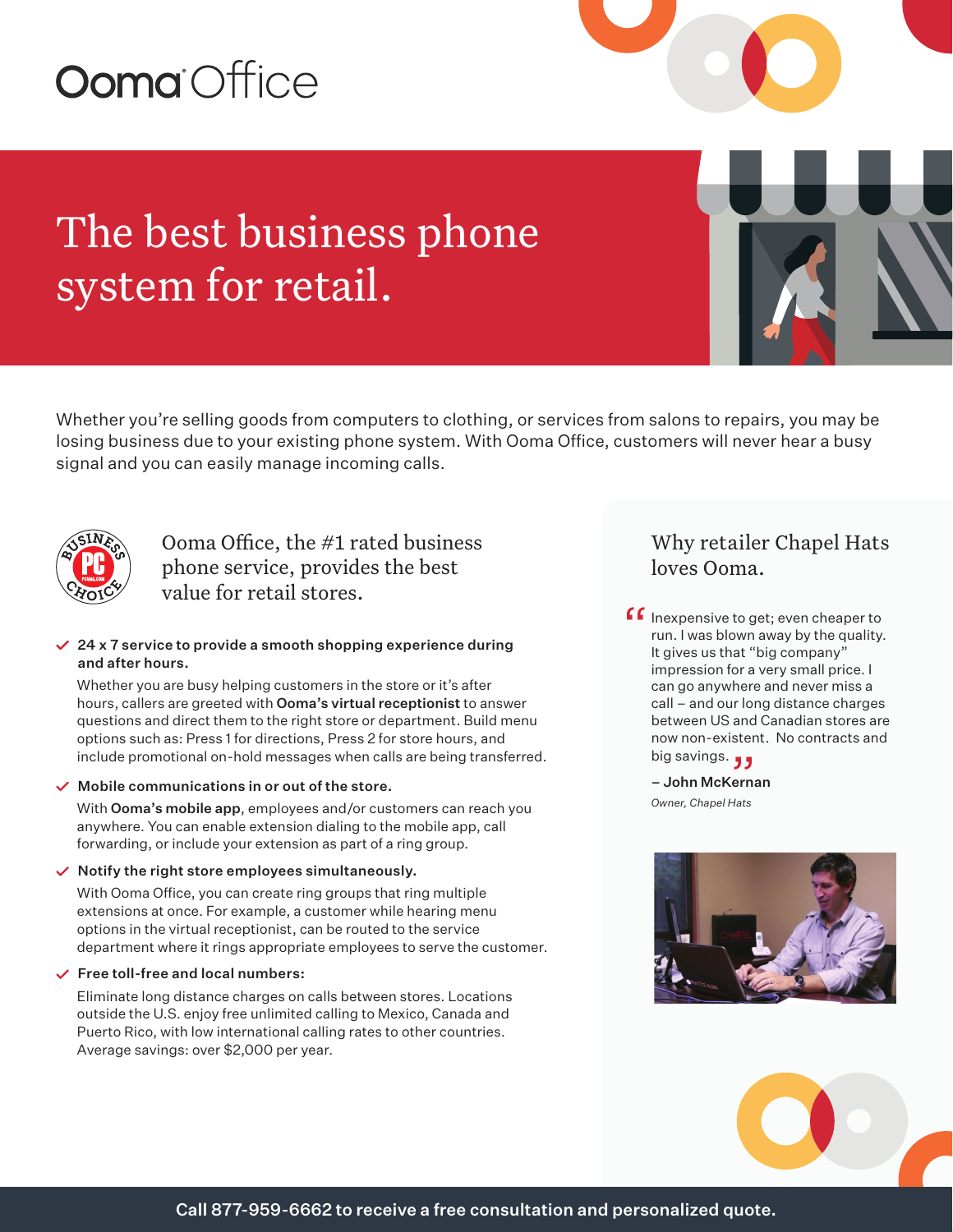# Ooma Office

## The best business phone system for retail.

Whether you're selling goods from computers to clothing, or services from salons to repairs, you may be losing business due to your existing phone system. With Ooma Office, customers will never hear a busy signal and you can easily manage incoming calls.

### Ooma Office, the #1 rated business phone service, provides the best value for retail stores.

- **24 x 7 service to provide a smooth shopping experience during and after hours.**

  Whether you are busy helping customers in the store or it's after hours, callers are greeted with **Ooma's virtual receptionist** to answer questions and direct them to the right store or department. Build menu options such as: Press 1 for directions, Press 2 for store hours, and include promotional on-hold messages when calls are being transferred.

- **Mobile communications in or out of the store.**

  With **Ooma's mobile app**, employees and/or customers can reach you anywhere. You can enable extension dialing to the mobile app, call forwarding, or include your extension as part of a ring group.

- **Notify the right store employees simultaneously.**

  With Ooma Office, you can create ring groups that ring multiple extensions at once. For example, a customer while hearing menu options in the virtual receptionist, can be routed to the service department where it rings appropriate employees to serve the customer.

- **Free toll-free and local numbers:**

  Eliminate long distance charges on calls between stores. Locations outside the U.S. enjoy free unlimited calling to Mexico, Canada and Puerto Rico, with low international calling rates to other countries. Average savings: over $2,000 per year.

### Why retailer Chapel Hats loves Ooma.

> "Inexpensive to get; even cheaper to run. I was blown away by the quality. It gives us that "big company" impression for a very small price. I can go anywhere and never miss a call – and our long distance charges between US and Canadian stores are now non-existent. No contracts and big savings."

**– John McKernan**
*Owner, Chapel Hats*

**Call 877-959-6662 to receive a free consultation and personalized quote.**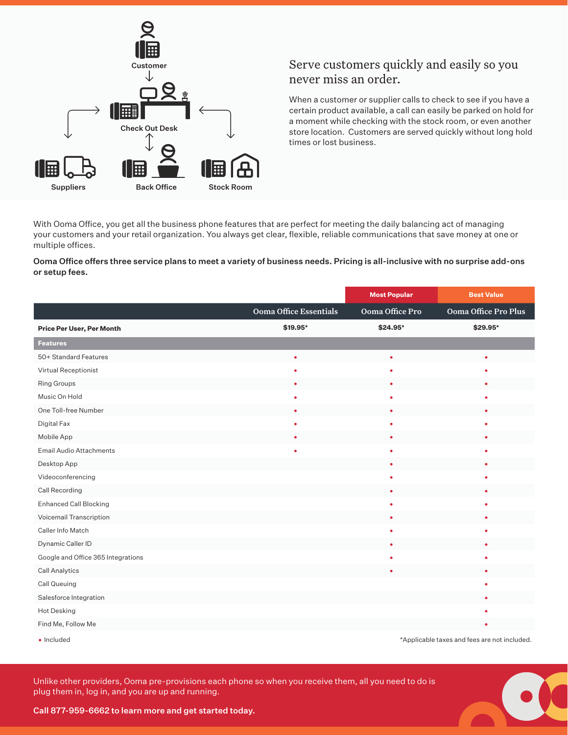Customer

Check Out Desk

Suppliers

Back Office

Stock Room

## Serve customers quickly and easily so you never miss an order.

When a customer or supplier calls to check to see if you have a certain product available, a call can easily be parked on hold for a moment while checking with the stock room, or even another store location. Customers are served quickly without long hold times or lost business.

With Ooma Office, you get all the business phone features that are perfect for meeting the daily balancing act of managing your customers and your retail organization. You always get clear, flexible, reliable communications that save money at one or multiple offices.

**Ooma Office offers three service plans to meet a variety of business needs. Pricing is all-inclusive with no surprise add-ons or setup fees.**

| | | Most Popular | Best Value |
|---|---|---|---|
| | **Ooma Office Essentials** | **Ooma Office Pro** | **Ooma Office Pro Plus** |
| **Price Per User, Per Month** | **$19.95*** | **$24.95*** | **$29.95*** |
| **Features** | | | |
| 50+ Standard Features | • | • | • |
| Virtual Receptionist | • | • | • |
| Ring Groups | • | • | • |
| Music On Hold | • | • | • |
| One Toll-free Number | • | • | • |
| Digital Fax | • | • | • |
| Mobile App | • | • | • |
| Email Audio Attachments | • | • | • |
| Desktop App | | • | • |
| Videoconferencing | | • | • |
| Call Recording | | • | • |
| Enhanced Call Blocking | | • | • |
| Voicemail Transcription | | • | • |
| Caller Info Match | | • | • |
| Dynamic Caller ID | | • | • |
| Google and Office 365 Integrations | | • | • |
| Call Analytics | | • | • |
| Call Queuing | | | • |
| Salesforce Integration | | | • |
| Hot Desking | | | • |
| Find Me, Follow Me | | | • |

• Included

*Applicable taxes and fees are not included.

Unlike other providers, Ooma pre-provisions each phone so when you receive them, all you need to do is plug them in, log in, and you are up and running.

**Call 877-959-6662 to learn more and get started today.**